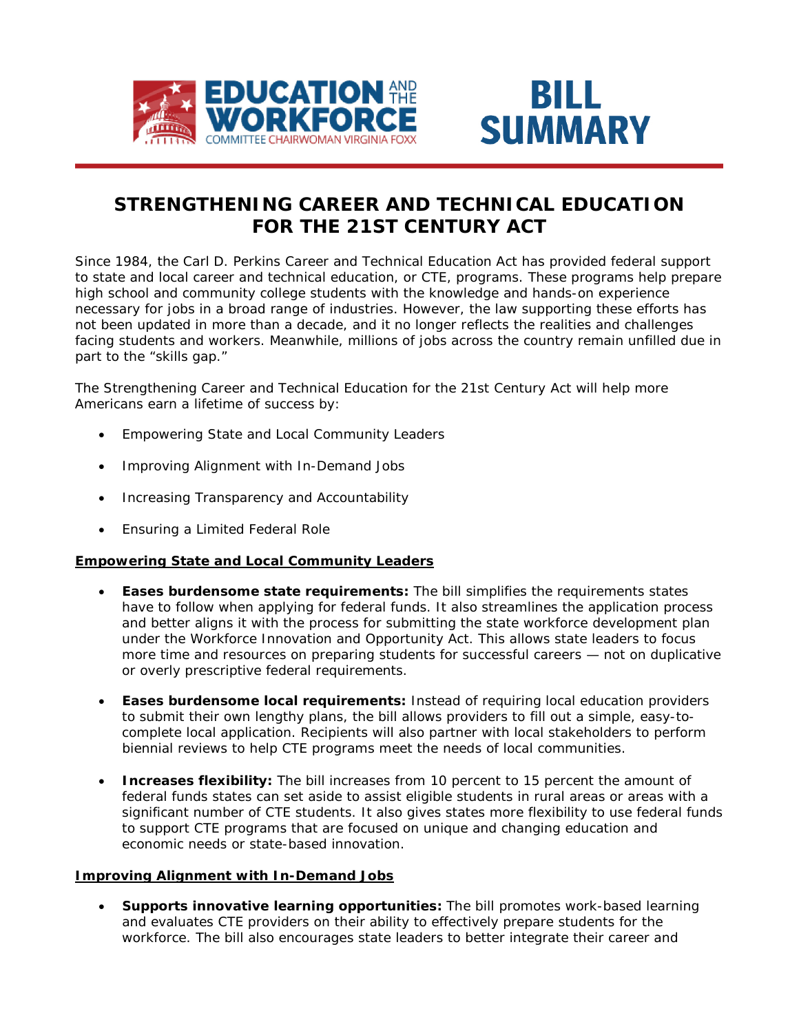EDUCATION AND THE WORKFORCE
COMMITTEE CHAIRWOMAN VIRGINIA FOXX

**BILL SUMMARY**

# STRENGTHENING CAREER AND TECHNICAL EDUCATION FOR THE 21ST CENTURY ACT

Since 1984, the Carl D. Perkins Career and Technical Education Act has provided federal support to state and local career and technical education, or CTE, programs. These programs help prepare high school and community college students with the knowledge and hands-on experience necessary for jobs in a broad range of industries. However, the law supporting these efforts has not been updated in more than a decade, and it no longer reflects the realities and challenges facing students and workers. Meanwhile, millions of jobs across the country remain unfilled due in part to the "skills gap."

The Strengthening Career and Technical Education for the 21st Century Act will help more Americans earn a lifetime of success by:

- Empowering State and Local Community Leaders
- Improving Alignment with In-Demand Jobs
- Increasing Transparency and Accountability
- Ensuring a Limited Federal Role

## Empowering State and Local Community Leaders

- **Eases burdensome state requirements:** The bill simplifies the requirements states have to follow when applying for federal funds. It also streamlines the application process and better aligns it with the process for submitting the state workforce development plan under the Workforce Innovation and Opportunity Act. This allows state leaders to focus more time and resources on preparing students for successful careers — not on duplicative or overly prescriptive federal requirements.

- **Eases burdensome local requirements:** Instead of requiring local education providers to submit their own lengthy plans, the bill allows providers to fill out a simple, easy-to-complete local application. Recipients will also partner with local stakeholders to perform biennial reviews to help CTE programs meet the needs of local communities.

- **Increases flexibility:** The bill increases from 10 percent to 15 percent the amount of federal funds states can set aside to assist eligible students in rural areas or areas with a significant number of CTE students. It also gives states more flexibility to use federal funds to support CTE programs that are focused on unique and changing education and economic needs or state-based innovation.

## Improving Alignment with In-Demand Jobs

- **Supports innovative learning opportunities:** The bill promotes work-based learning and evaluates CTE providers on their ability to effectively prepare students for the workforce. The bill also encourages state leaders to better integrate their career and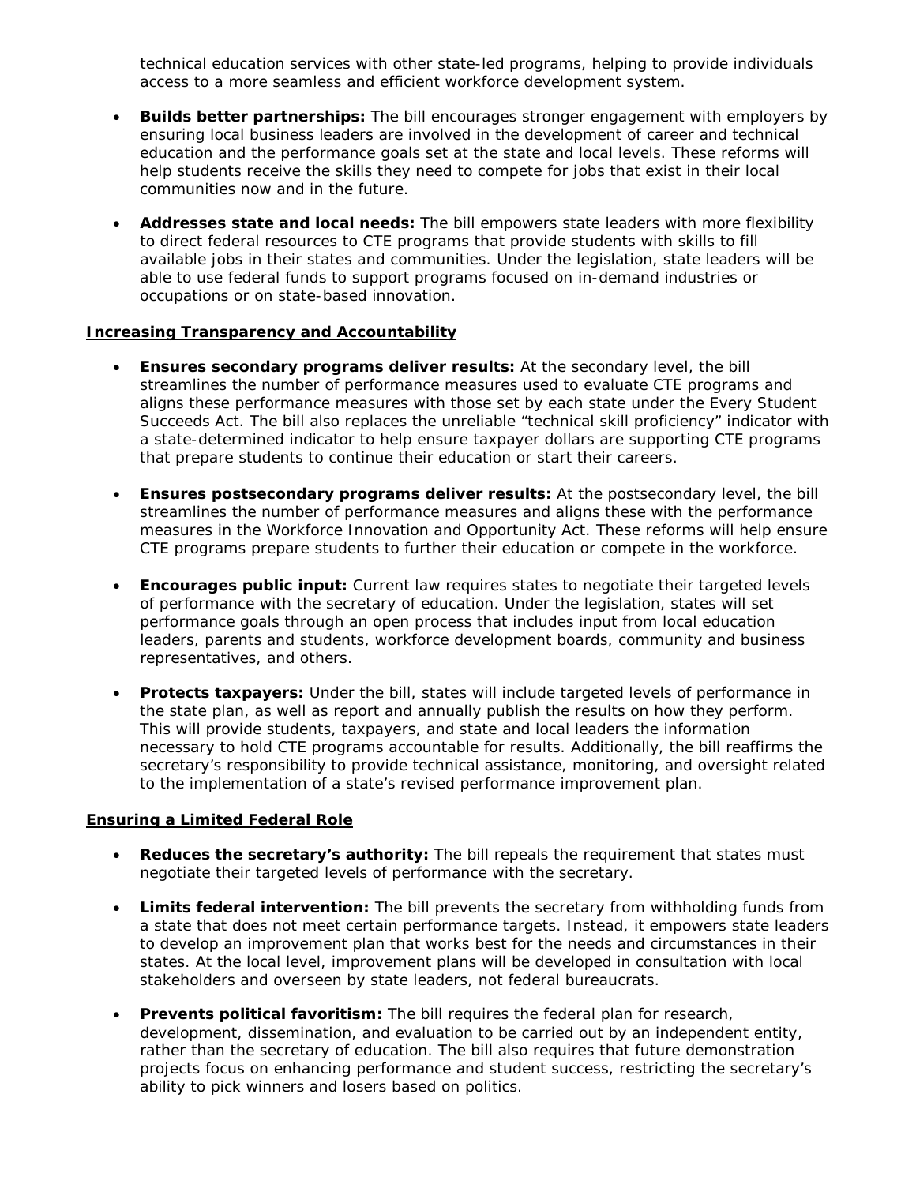technical education services with other state-led programs, helping to provide individuals access to a more seamless and efficient workforce development system.

- **Builds better partnerships:** The bill encourages stronger engagement with employers by ensuring local business leaders are involved in the development of career and technical education and the performance goals set at the state and local levels. These reforms will help students receive the skills they need to compete for jobs that exist in their local communities now and in the future.
- **Addresses state and local needs:** The bill empowers state leaders with more flexibility to direct federal resources to CTE programs that provide students with skills to fill available jobs in their states and communities. Under the legislation, state leaders will be able to use federal funds to support programs focused on in-demand industries or occupations or on state-based innovation.

**Increasing Transparency and Accountability**

- **Ensures secondary programs deliver results:** At the secondary level, the bill streamlines the number of performance measures used to evaluate CTE programs and aligns these performance measures with those set by each state under the Every Student Succeeds Act. The bill also replaces the unreliable "technical skill proficiency" indicator with a state-determined indicator to help ensure taxpayer dollars are supporting CTE programs that prepare students to continue their education or start their careers.
- **Ensures postsecondary programs deliver results:** At the postsecondary level, the bill streamlines the number of performance measures and aligns these with the performance measures in the Workforce Innovation and Opportunity Act. These reforms will help ensure CTE programs prepare students to further their education or compete in the workforce.
- **Encourages public input:** Current law requires states to negotiate their targeted levels of performance with the secretary of education. Under the legislation, states will set performance goals through an open process that includes input from local education leaders, parents and students, workforce development boards, community and business representatives, and others.
- **Protects taxpayers:** Under the bill, states will include targeted levels of performance in the state plan, as well as report and annually publish the results on how they perform. This will provide students, taxpayers, and state and local leaders the information necessary to hold CTE programs accountable for results. Additionally, the bill reaffirms the secretary's responsibility to provide technical assistance, monitoring, and oversight related to the implementation of a state's revised performance improvement plan.

**Ensuring a Limited Federal Role**

- **Reduces the secretary's authority:** The bill repeals the requirement that states must negotiate their targeted levels of performance with the secretary.
- **Limits federal intervention:** The bill prevents the secretary from withholding funds from a state that does not meet certain performance targets. Instead, it empowers state leaders to develop an improvement plan that works best for the needs and circumstances in their states. At the local level, improvement plans will be developed in consultation with local stakeholders and overseen by state leaders, not federal bureaucrats.
- **Prevents political favoritism:** The bill requires the federal plan for research, development, dissemination, and evaluation to be carried out by an independent entity, rather than the secretary of education. The bill also requires that future demonstration projects focus on enhancing performance and student success, restricting the secretary's ability to pick winners and losers based on politics.